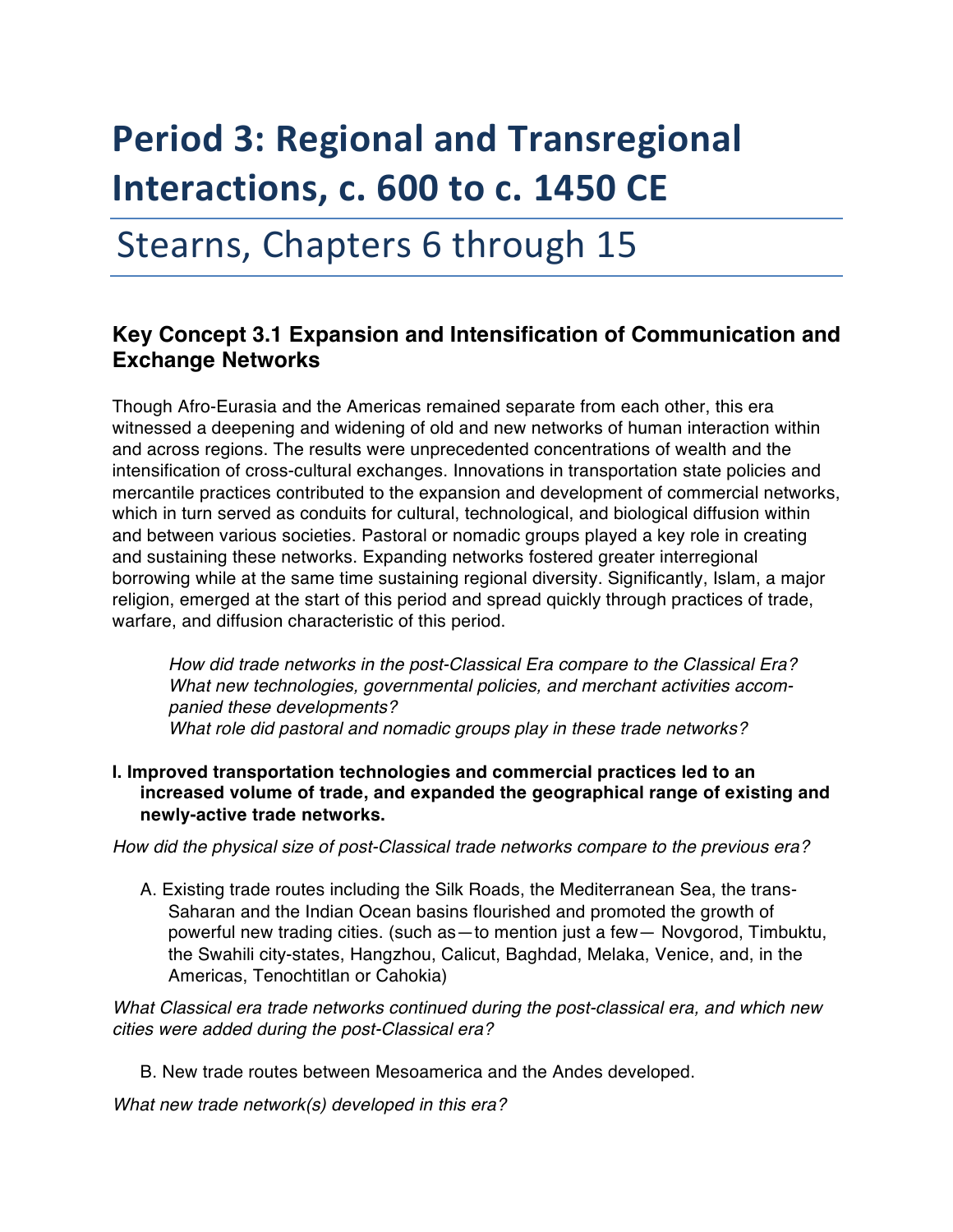# Period 3: Regional and Transregional Interactions, c. 600 to c. 1450 CE

## Stearns, Chapters 6 through 15

### Key Concept 3.1 Expansion and Intensification of Communication and Exchange Networks

Though Afro-Eurasia and the Americas remained separate from each other, this era witnessed a deepening and widening of old and new networks of human interaction within and across regions. The results were unprecedented concentrations of wealth and the intensification of cross-cultural exchanges. Innovations in transportation state policies and mercantile practices contributed to the expansion and development of commercial networks, which in turn served as conduits for cultural, technological, and biological diffusion within and between various societies. Pastoral or nomadic groups played a key role in creating and sustaining these networks. Expanding networks fostered greater interregional borrowing while at the same time sustaining regional diversity. Significantly, Islam, a major religion, emerged at the start of this period and spread quickly through practices of trade, warfare, and diffusion characteristic of this period.

> *How did trade networks in the post-Classical Era compare to the Classical Era?*
> *What new technologies, governmental policies, and merchant activities accompanied these developments?*
> *What role did pastoral and nomadic groups play in these trade networks?*

**I. Improved transportation technologies and commercial practices led to an increased volume of trade, and expanded the geographical range of existing and newly-active trade networks.**

*How did the physical size of post-Classical trade networks compare to the previous era?*

A. Existing trade routes including the Silk Roads, the Mediterranean Sea, the trans-Saharan and the Indian Ocean basins flourished and promoted the growth of powerful new trading cities. (such as—to mention just a few— Novgorod, Timbuktu, the Swahili city-states, Hangzhou, Calicut, Baghdad, Melaka, Venice, and, in the Americas, Tenochtitlan or Cahokia)

*What Classical era trade networks continued during the post-classical era, and which new cities were added during the post-Classical era?*

B. New trade routes between Mesoamerica and the Andes developed.

*What new trade network(s) developed in this era?*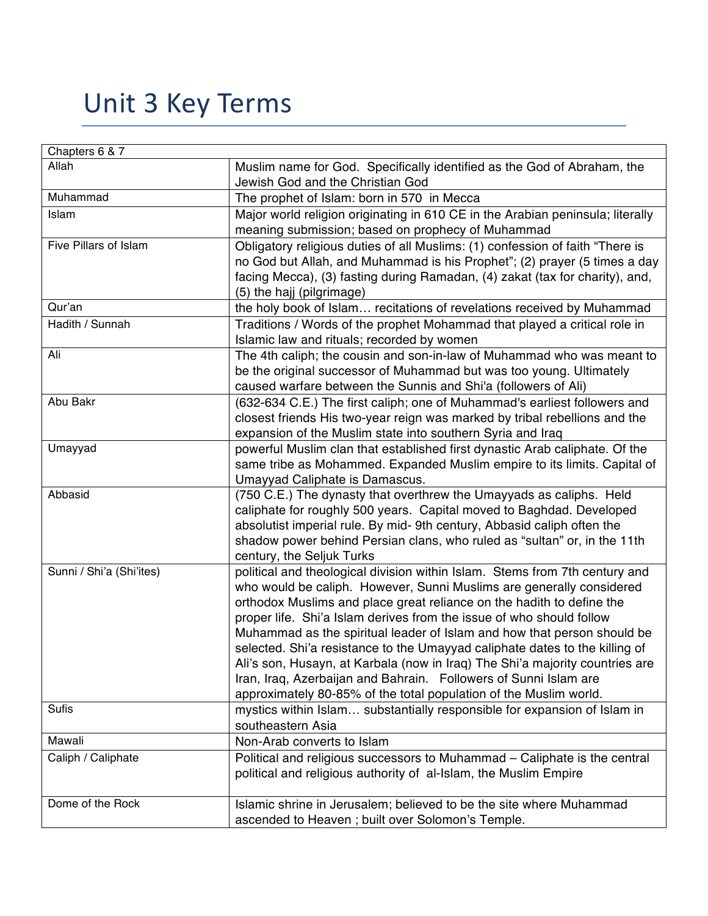# Unit 3 Key Terms

| Chapters 6 & 7 | |
|---|---|
| Allah | Muslim name for God. Specifically identified as the God of Abraham, the Jewish God and the Christian God |
| Muhammad | The prophet of Islam: born in 570 in Mecca |
| Islam | Major world religion originating in 610 CE in the Arabian peninsula; literally meaning submission; based on prophecy of Muhammad |
| Five Pillars of Islam | Obligatory religious duties of all Muslims: (1) confession of faith "There is no God but Allah, and Muhammad is his Prophet"; (2) prayer (5 times a day facing Mecca), (3) fasting during Ramadan, (4) zakat (tax for charity), and, (5) the hajj (pilgrimage) |
| Qur'an | the holy book of Islam… recitations of revelations received by Muhammad |
| Hadith / Sunnah | Traditions / Words of the prophet Mohammad that played a critical role in Islamic law and rituals; recorded by women |
| Ali | The 4th caliph; the cousin and son-in-law of Muhammad who was meant to be the original successor of Muhammad but was too young. Ultimately caused warfare between the Sunnis and Shi'a (followers of Ali) |
| Abu Bakr | (632-634 C.E.) The first caliph; one of Muhammad's earliest followers and closest friends His two-year reign was marked by tribal rebellions and the expansion of the Muslim state into southern Syria and Iraq |
| Umayyad | powerful Muslim clan that established first dynastic Arab caliphate. Of the same tribe as Mohammed. Expanded Muslim empire to its limits. Capital of Umayyad Caliphate is Damascus. |
| Abbasid | (750 C.E.) The dynasty that overthrew the Umayyads as caliphs. Held caliphate for roughly 500 years. Capital moved to Baghdad. Developed absolutist imperial rule. By mid- 9th century, Abbasid caliph often the shadow power behind Persian clans, who ruled as "sultan" or, in the 11th century, the Seljuk Turks |
| Sunni / Shi'a (Shi'ites) | political and theological division within Islam. Stems from 7th century and who would be caliph. However, Sunni Muslims are generally considered orthodox Muslims and place great reliance on the hadith to define the proper life. Shi'a Islam derives from the issue of who should follow Muhammad as the spiritual leader of Islam and how that person should be selected. Shi'a resistance to the Umayyad caliphate dates to the killing of Ali's son, Husayn, at Karbala (now in Iraq) The Shi'a majority countries are Iran, Iraq, Azerbaijan and Bahrain. Followers of Sunni Islam are approximately 80-85% of the total population of the Muslim world. |
| Sufis | mystics within Islam… substantially responsible for expansion of Islam in southeastern Asia |
| Mawali | Non-Arab converts to Islam |
| Caliph / Caliphate | Political and religious successors to Muhammad – Caliphate is the central political and religious authority of al-Islam, the Muslim Empire |
| Dome of the Rock | Islamic shrine in Jerusalem; believed to be the site where Muhammad ascended to Heaven ; built over Solomon's Temple. |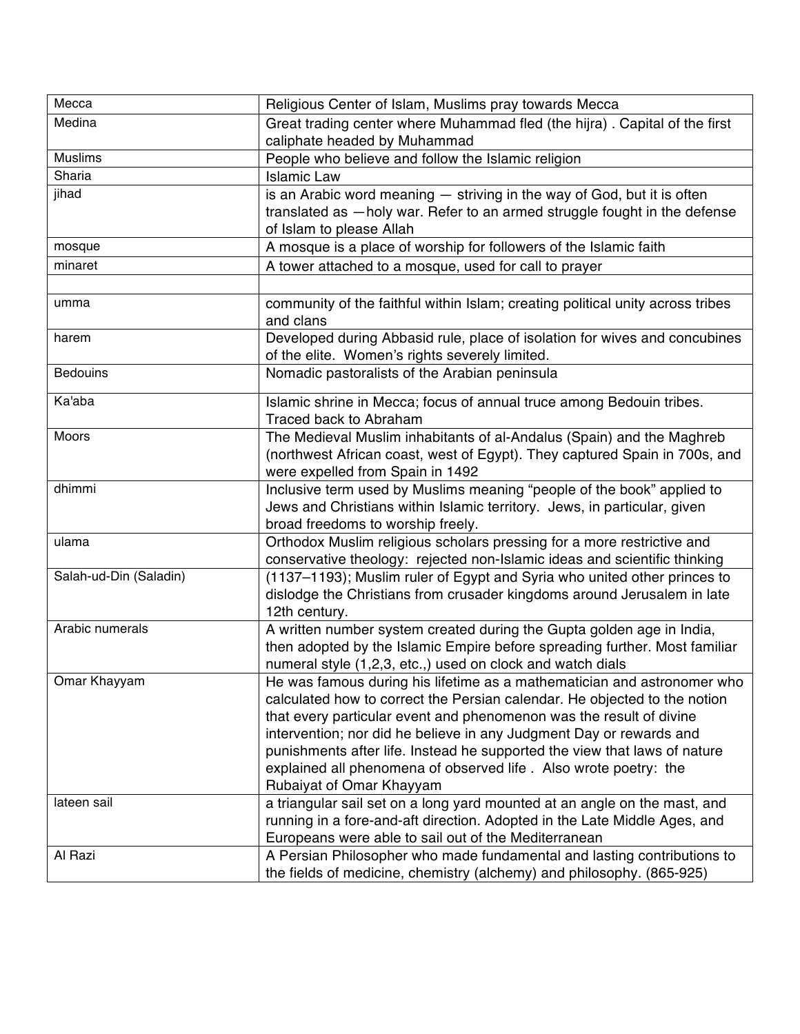| Mecca | Religious Center of Islam, Muslims pray towards Mecca |
|---|---|
| Medina | Great trading center where Muhammad fled (the hijra) . Capital of the first caliphate headed by Muhammad |
| Muslims | People who believe and follow the Islamic religion |
| Sharia | Islamic Law |
| jihad | is an Arabic word meaning — striving in the way of God, but it is often translated as —holy war. Refer to an armed struggle fought in the defense of Islam to please Allah |
| mosque | A mosque is a place of worship for followers of the Islamic faith |
| minaret | A tower attached to a mosque, used for call to prayer |
| | |
| umma | community of the faithful within Islam; creating political unity across tribes and clans |
| harem | Developed during Abbasid rule, place of isolation for wives and concubines of the elite. Women's rights severely limited. |
| Bedouins | Nomadic pastoralists of the Arabian peninsula |
| Ka'aba | Islamic shrine in Mecca; focus of annual truce among Bedouin tribes. Traced back to Abraham |
| Moors | The Medieval Muslim inhabitants of al-Andalus (Spain) and the Maghreb (northwest African coast, west of Egypt). They captured Spain in 700s, and were expelled from Spain in 1492 |
| dhimmi | Inclusive term used by Muslims meaning "people of the book" applied to Jews and Christians within Islamic territory. Jews, in particular, given broad freedoms to worship freely. |
| ulama | Orthodox Muslim religious scholars pressing for a more restrictive and conservative theology: rejected non-Islamic ideas and scientific thinking |
| Salah-ud-Din (Saladin) | (1137–1193); Muslim ruler of Egypt and Syria who united other princes to dislodge the Christians from crusader kingdoms around Jerusalem in late 12th century. |
| Arabic numerals | A written number system created during the Gupta golden age in India, then adopted by the Islamic Empire before spreading further. Most familiar numeral style (1,2,3, etc.,) used on clock and watch dials |
| Omar Khayyam | He was famous during his lifetime as a mathematician and astronomer who calculated how to correct the Persian calendar. He objected to the notion that every particular event and phenomenon was the result of divine intervention; nor did he believe in any Judgment Day or rewards and punishments after life. Instead he supported the view that laws of nature explained all phenomena of observed life . Also wrote poetry: the Rubaiyat of Omar Khayyam |
| lateen sail | a triangular sail set on a long yard mounted at an angle on the mast, and running in a fore-and-aft direction. Adopted in the Late Middle Ages, and Europeans were able to sail out of the Mediterranean |
| Al Razi | A Persian Philosopher who made fundamental and lasting contributions to the fields of medicine, chemistry (alchemy) and philosophy. (865-925) |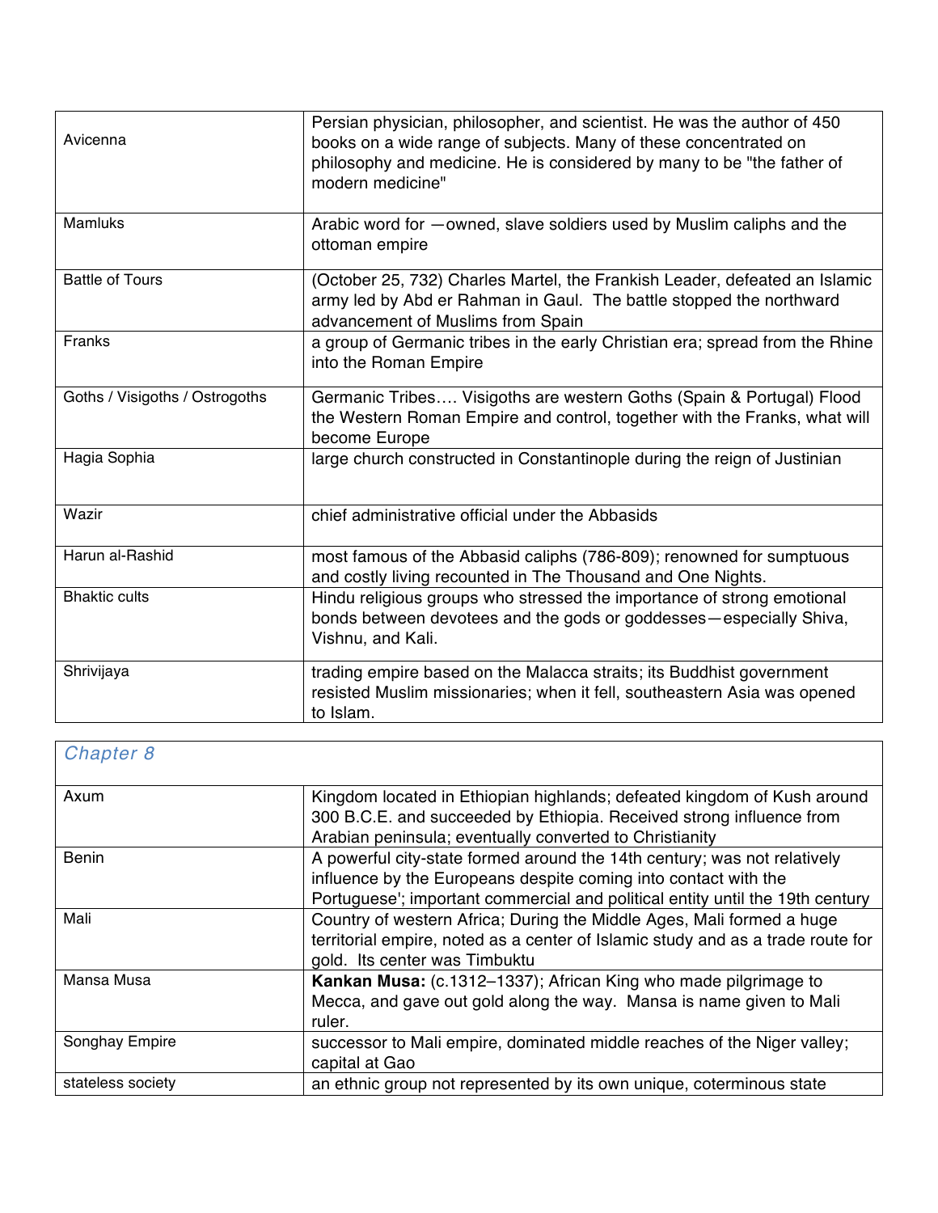| | |
|---|---|
| Avicenna | Persian physician, philosopher, and scientist. He was the author of 450 books on a wide range of subjects. Many of these concentrated on philosophy and medicine. He is considered by many to be "the father of modern medicine" |
| Mamluks | Arabic word for —owned, slave soldiers used by Muslim caliphs and the ottoman empire |
| Battle of Tours | (October 25, 732) Charles Martel, the Frankish Leader, defeated an Islamic army led by Abd er Rahman in Gaul. The battle stopped the northward advancement of Muslims from Spain |
| Franks | a group of Germanic tribes in the early Christian era; spread from the Rhine into the Roman Empire |
| Goths / Visigoths / Ostrogoths | Germanic Tribes…. Visigoths are western Goths (Spain & Portugal) Flood the Western Roman Empire and control, together with the Franks, what will become Europe |
| Hagia Sophia | large church constructed in Constantinople during the reign of Justinian |
| Wazir | chief administrative official under the Abbasids |
| Harun al-Rashid | most famous of the Abbasid caliphs (786-809); renowned for sumptuous and costly living recounted in The Thousand and One Nights. |
| Bhaktic cults | Hindu religious groups who stressed the importance of strong emotional bonds between devotees and the gods or goddesses—especially Shiva, Vishnu, and Kali. |
| Shrivijaya | trading empire based on the Malacca straits; its Buddhist government resisted Muslim missionaries; when it fell, southeastern Asia was opened to Islam. |

| *Chapter 8* | |
|---|---|
| Axum | Kingdom located in Ethiopian highlands; defeated kingdom of Kush around 300 B.C.E. and succeeded by Ethiopia. Received strong influence from Arabian peninsula; eventually converted to Christianity |
| Benin | A powerful city-state formed around the 14th century; was not relatively influence by the Europeans despite coming into contact with the Portuguese'; important commercial and political entity until the 19th century |
| Mali | Country of western Africa; During the Middle Ages, Mali formed a huge territorial empire, noted as a center of Islamic study and as a trade route for gold. Its center was Timbuktu |
| Mansa Musa | **Kankan Musa:** (c.1312–1337); African King who made pilgrimage to Mecca, and gave out gold along the way. Mansa is name given to Mali ruler. |
| Songhay Empire | successor to Mali empire, dominated middle reaches of the Niger valley; capital at Gao |
| stateless society | an ethnic group not represented by its own unique, coterminous state |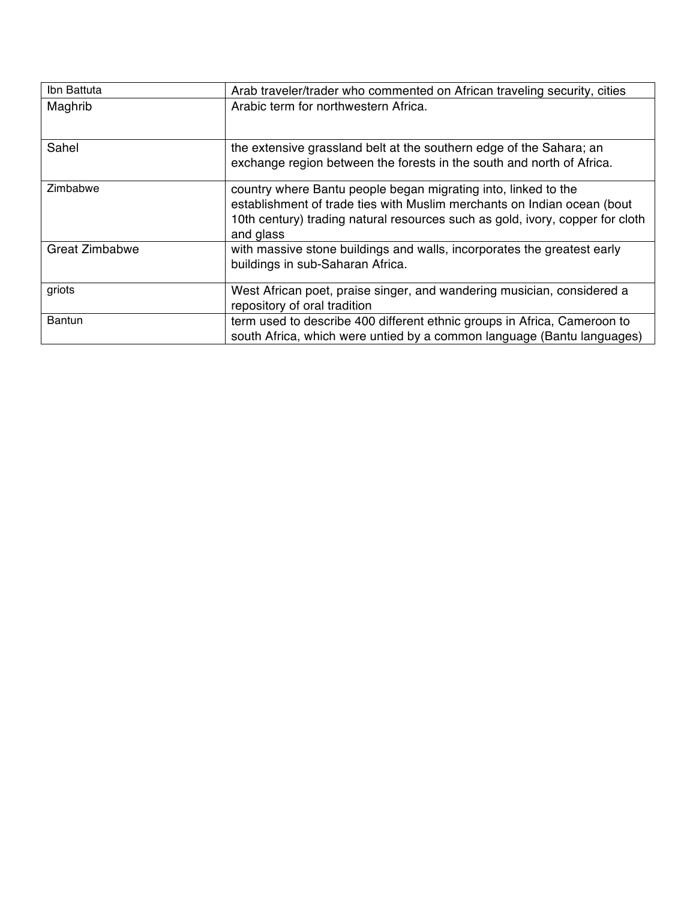| Ibn Battuta | Arab traveler/trader who commented on African traveling security, cities |
|---|---|
| Maghrib | Arabic term for northwestern Africa. |
| Sahel | the extensive grassland belt at the southern edge of the Sahara; an exchange region between the forests in the south and north of Africa. |
| Zimbabwe | country where Bantu people began migrating into, linked to the establishment of trade ties with Muslim merchants on Indian ocean (bout 10th century) trading natural resources such as gold, ivory, copper for cloth and glass |
| Great Zimbabwe | with massive stone buildings and walls, incorporates the greatest early buildings in sub-Saharan Africa. |
| griots | West African poet, praise singer, and wandering musician, considered a repository of oral tradition |
| Bantun | term used to describe 400 different ethnic groups in Africa, Cameroon to south Africa, which were untied by a common language (Bantu languages) |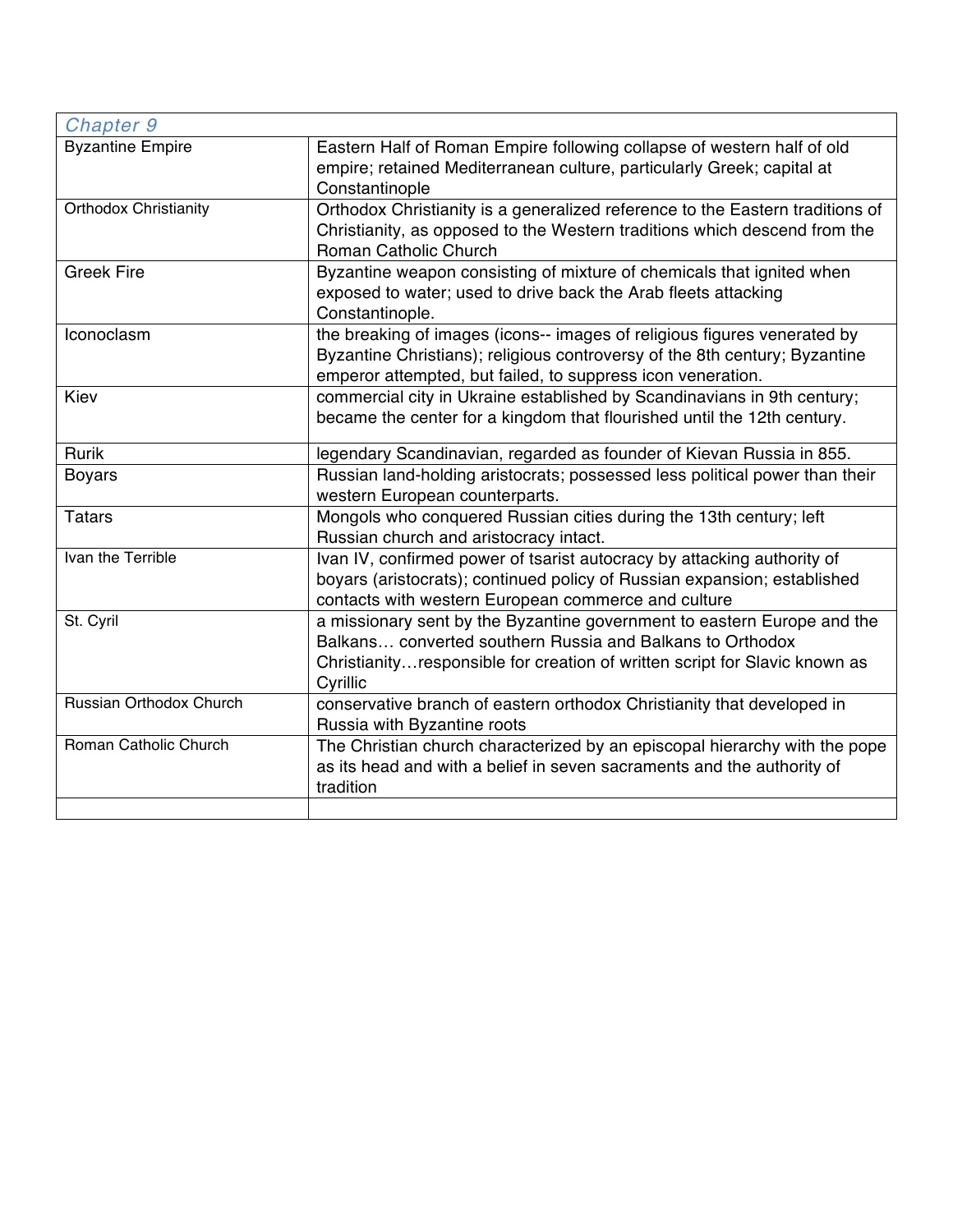| Chapter 9 | |
|---|---|
| Byzantine Empire | Eastern Half of Roman Empire following collapse of western half of old empire; retained Mediterranean culture, particularly Greek; capital at Constantinople |
| Orthodox Christianity | Orthodox Christianity is a generalized reference to the Eastern traditions of Christianity, as opposed to the Western traditions which descend from the Roman Catholic Church |
| Greek Fire | Byzantine weapon consisting of mixture of chemicals that ignited when exposed to water; used to drive back the Arab fleets attacking Constantinople. |
| Iconoclasm | the breaking of images (icons-- images of religious figures venerated by Byzantine Christians); religious controversy of the 8th century; Byzantine emperor attempted, but failed, to suppress icon veneration. |
| Kiev | commercial city in Ukraine established by Scandinavians in 9th century; became the center for a kingdom that flourished until the 12th century. |
| Rurik | legendary Scandinavian, regarded as founder of Kievan Russia in 855. |
| Boyars | Russian land-holding aristocrats; possessed less political power than their western European counterparts. |
| Tatars | Mongols who conquered Russian cities during the 13th century; left Russian church and aristocracy intact. |
| Ivan the Terrible | Ivan IV, confirmed power of tsarist autocracy by attacking authority of boyars (aristocrats); continued policy of Russian expansion; established contacts with western European commerce and culture |
| St. Cyril | a missionary sent by the Byzantine government to eastern Europe and the Balkans… converted southern Russia and Balkans to Orthodox Christianity…responsible for creation of written script for Slavic known as Cyrillic |
| Russian Orthodox Church | conservative branch of eastern orthodox Christianity that developed in Russia with Byzantine roots |
| Roman Catholic Church | The Christian church characterized by an episcopal hierarchy with the pope as its head and with a belief in seven sacraments and the authority of tradition |
| | |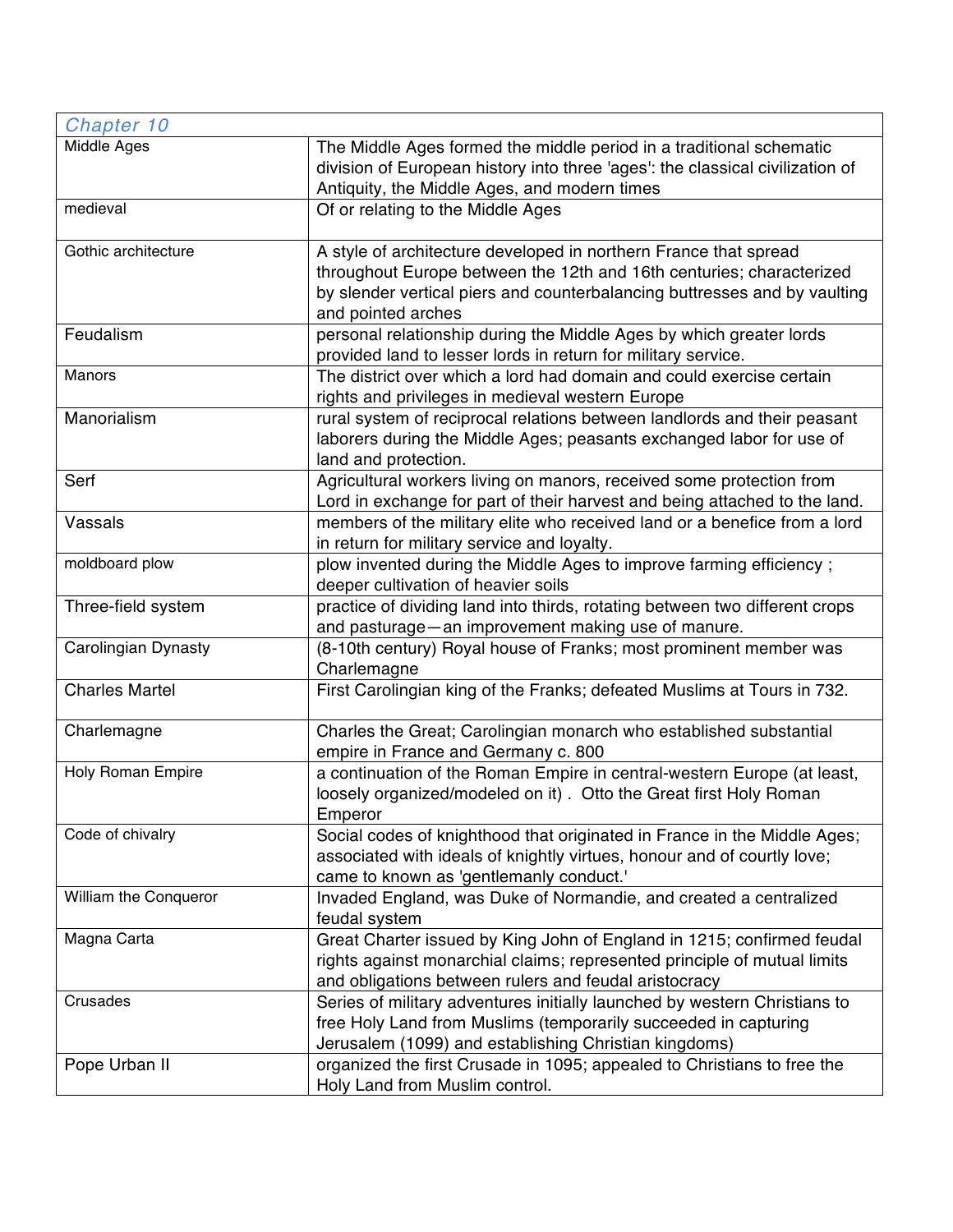| Chapter 10 | |
|---|---|
| Middle Ages | The Middle Ages formed the middle period in a traditional schematic division of European history into three 'ages': the classical civilization of Antiquity, the Middle Ages, and modern times |
| medieval | Of or relating to the Middle Ages |
| Gothic architecture | A style of architecture developed in northern France that spread throughout Europe between the 12th and 16th centuries; characterized by slender vertical piers and counterbalancing buttresses and by vaulting and pointed arches |
| Feudalism | personal relationship during the Middle Ages by which greater lords provided land to lesser lords in return for military service. |
| Manors | The district over which a lord had domain and could exercise certain rights and privileges in medieval western Europe |
| Manorialism | rural system of reciprocal relations between landlords and their peasant laborers during the Middle Ages; peasants exchanged labor for use of land and protection. |
| Serf | Agricultural workers living on manors, received some protection from Lord in exchange for part of their harvest and being attached to the land. |
| Vassals | members of the military elite who received land or a benefice from a lord in return for military service and loyalty. |
| moldboard plow | plow invented during the Middle Ages to improve farming efficiency ; deeper cultivation of heavier soils |
| Three-field system | practice of dividing land into thirds, rotating between two different crops and pasturage—an improvement making use of manure. |
| Carolingian Dynasty | (8-10th century) Royal house of Franks; most prominent member was Charlemagne |
| Charles Martel | First Carolingian king of the Franks; defeated Muslims at Tours in 732. |
| Charlemagne | Charles the Great; Carolingian monarch who established substantial empire in France and Germany c. 800 |
| Holy Roman Empire | a continuation of the Roman Empire in central-western Europe (at least, loosely organized/modeled on it) . Otto the Great first Holy Roman Emperor |
| Code of chivalry | Social codes of knighthood that originated in France in the Middle Ages; associated with ideals of knightly virtues, honour and of courtly love; came to known as 'gentlemanly conduct.' |
| William the Conqueror | Invaded England, was Duke of Normandie, and created a centralized feudal system |
| Magna Carta | Great Charter issued by King John of England in 1215; confirmed feudal rights against monarchial claims; represented principle of mutual limits and obligations between rulers and feudal aristocracy |
| Crusades | Series of military adventures initially launched by western Christians to free Holy Land from Muslims (temporarily succeeded in capturing Jerusalem (1099) and establishing Christian kingdoms) |
| Pope Urban II | organized the first Crusade in 1095; appealed to Christians to free the Holy Land from Muslim control. |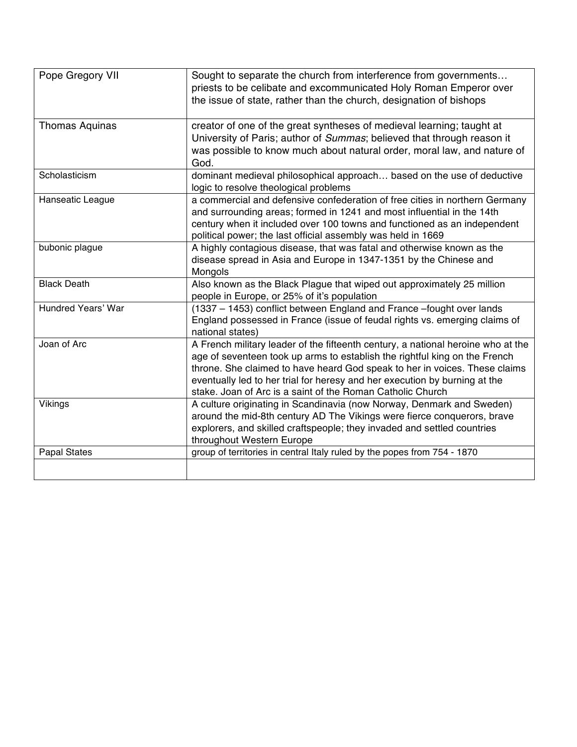| | |
|---|---|
| Pope Gregory VII | Sought to separate the church from interference from governments… priests to be celibate and excommunicated Holy Roman Emperor over the issue of state, rather than the church, designation of bishops |
| Thomas Aquinas | creator of one of the great syntheses of medieval learning; taught at University of Paris; author of *Summas*; believed that through reason it was possible to know much about natural order, moral law, and nature of God. |
| Scholasticism | dominant medieval philosophical approach… based on the use of deductive logic to resolve theological problems |
| Hanseatic League | a commercial and defensive confederation of free cities in northern Germany and surrounding areas; formed in 1241 and most influential in the 14th century when it included over 100 towns and functioned as an independent political power; the last official assembly was held in 1669 |
| bubonic plague | A highly contagious disease, that was fatal and otherwise known as the disease spread in Asia and Europe in 1347-1351 by the Chinese and Mongols |
| Black Death | Also known as the Black Plague that wiped out approximately 25 million people in Europe, or 25% of it's population |
| Hundred Years' War | (1337 – 1453) conflict between England and France –fought over lands England possessed in France (issue of feudal rights vs. emerging claims of national states) |
| Joan of Arc | A French military leader of the fifteenth century, a national heroine who at the age of seventeen took up arms to establish the rightful king on the French throne. She claimed to have heard God speak to her in voices. These claims eventually led to her trial for heresy and her execution by burning at the stake. Joan of Arc is a saint of the Roman Catholic Church |
| Vikings | A culture originating in Scandinavia (now Norway, Denmark and Sweden) around the mid-8th century AD The Vikings were fierce conquerors, brave explorers, and skilled craftspeople; they invaded and settled countries throughout Western Europe |
| Papal States | group of territories in central Italy ruled by the popes from 754 - 1870 |
| | |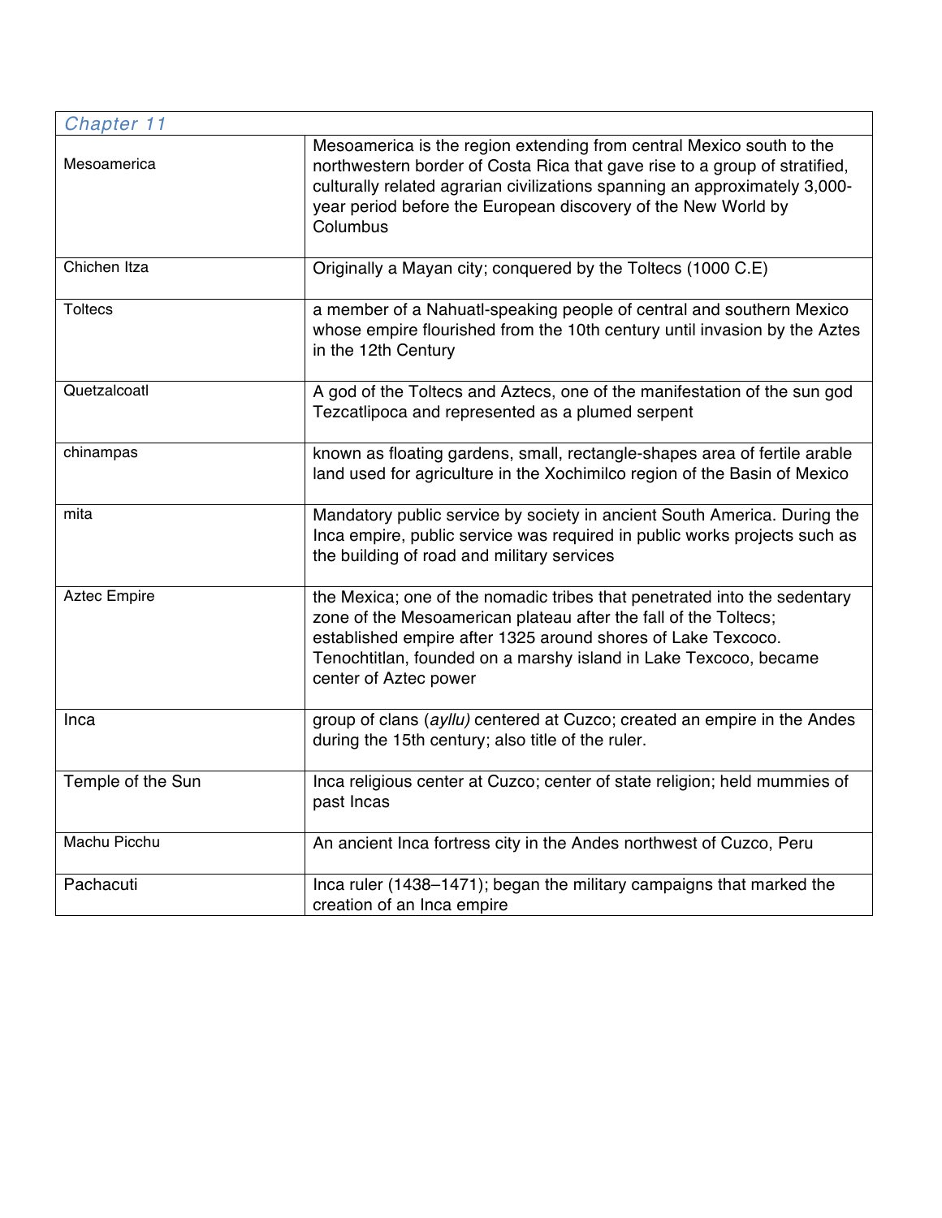| *Chapter 11* | |
|---|---|
| Mesoamerica | Mesoamerica is the region extending from central Mexico south to the northwestern border of Costa Rica that gave rise to a group of stratified, culturally related agrarian civilizations spanning an approximately 3,000-year period before the European discovery of the New World by Columbus |
| Chichen Itza | Originally a Mayan city; conquered by the Toltecs (1000 C.E) |
| Toltecs | a member of a Nahuatl-speaking people of central and southern Mexico whose empire flourished from the 10th century until invasion by the Aztes in the 12th Century |
| Quetzalcoatl | A god of the Toltecs and Aztecs, one of the manifestation of the sun god Tezcatlipoca and represented as a plumed serpent |
| chinampas | known as floating gardens, small, rectangle-shapes area of fertile arable land used for agriculture in the Xochimilco region of the Basin of Mexico |
| mita | Mandatory public service by society in ancient South America. During the Inca empire, public service was required in public works projects such as the building of road and military services |
| Aztec Empire | the Mexica; one of the nomadic tribes that penetrated into the sedentary zone of the Mesoamerican plateau after the fall of the Toltecs; established empire after 1325 around shores of Lake Texcoco. Tenochtitlan, founded on a marshy island in Lake Texcoco, became center of Aztec power |
| Inca | group of clans (*ayllu)* centered at Cuzco; created an empire in the Andes during the 15th century; also title of the ruler. |
| Temple of the Sun | Inca religious center at Cuzco; center of state religion; held mummies of past Incas |
| Machu Picchu | An ancient Inca fortress city in the Andes northwest of Cuzco, Peru |
| Pachacuti | Inca ruler (1438–1471); began the military campaigns that marked the creation of an Inca empire |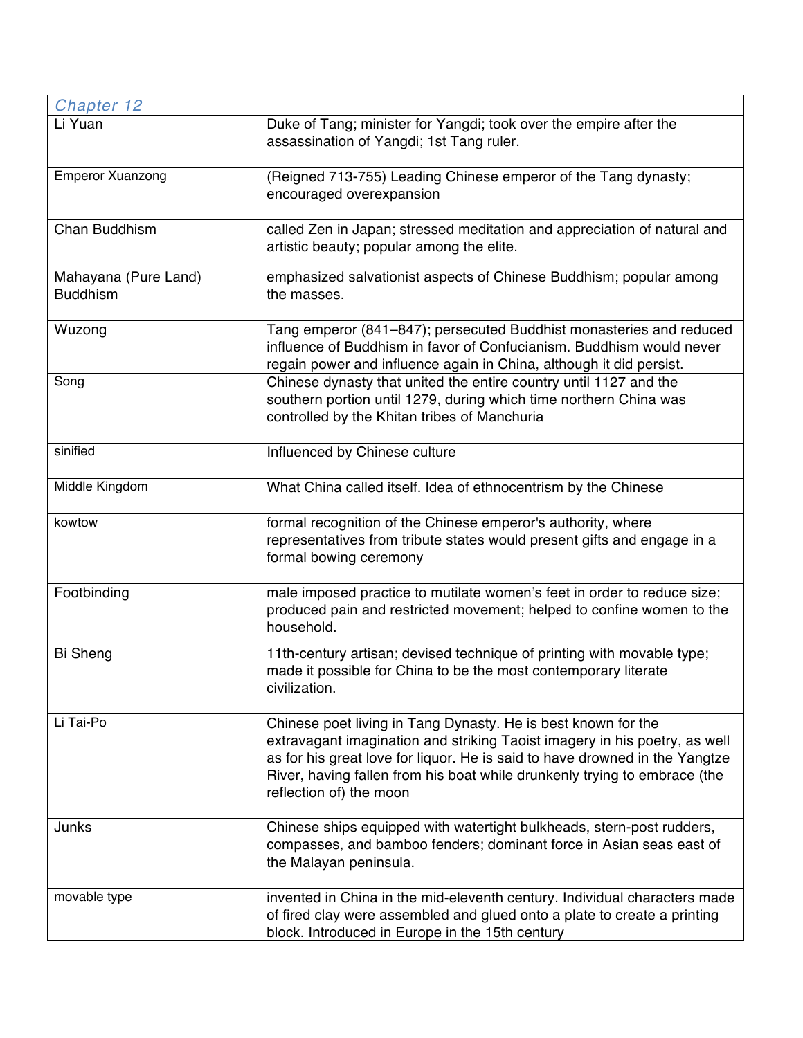| *Chapter 12* | |
|---|---|
| Li Yuan | Duke of Tang; minister for Yangdi; took over the empire after the assassination of Yangdi; 1st Tang ruler. |
| Emperor Xuanzong | (Reigned 713-755) Leading Chinese emperor of the Tang dynasty; encouraged overexpansion |
| Chan Buddhism | called Zen in Japan; stressed meditation and appreciation of natural and artistic beauty; popular among the elite. |
| Mahayana (Pure Land) Buddhism | emphasized salvationist aspects of Chinese Buddhism; popular among the masses. |
| Wuzong | Tang emperor (841–847); persecuted Buddhist monasteries and reduced influence of Buddhism in favor of Confucianism. Buddhism would never regain power and influence again in China, although it did persist. |
| Song | Chinese dynasty that united the entire country until 1127 and the southern portion until 1279, during which time northern China was controlled by the Khitan tribes of Manchuria |
| sinified | Influenced by Chinese culture |
| Middle Kingdom | What China called itself. Idea of ethnocentrism by the Chinese |
| kowtow | formal recognition of the Chinese emperor's authority, where representatives from tribute states would present gifts and engage in a formal bowing ceremony |
| Footbinding | male imposed practice to mutilate women's feet in order to reduce size; produced pain and restricted movement; helped to confine women to the household. |
| Bi Sheng | 11th-century artisan; devised technique of printing with movable type; made it possible for China to be the most contemporary literate civilization. |
| Li Tai-Po | Chinese poet living in Tang Dynasty. He is best known for the extravagant imagination and striking Taoist imagery in his poetry, as well as for his great love for liquor. He is said to have drowned in the Yangtze River, having fallen from his boat while drunkenly trying to embrace (the reflection of) the moon |
| Junks | Chinese ships equipped with watertight bulkheads, stern-post rudders, compasses, and bamboo fenders; dominant force in Asian seas east of the Malayan peninsula. |
| movable type | invented in China in the mid-eleventh century. Individual characters made of fired clay were assembled and glued onto a plate to create a printing block. Introduced in Europe in the 15th century |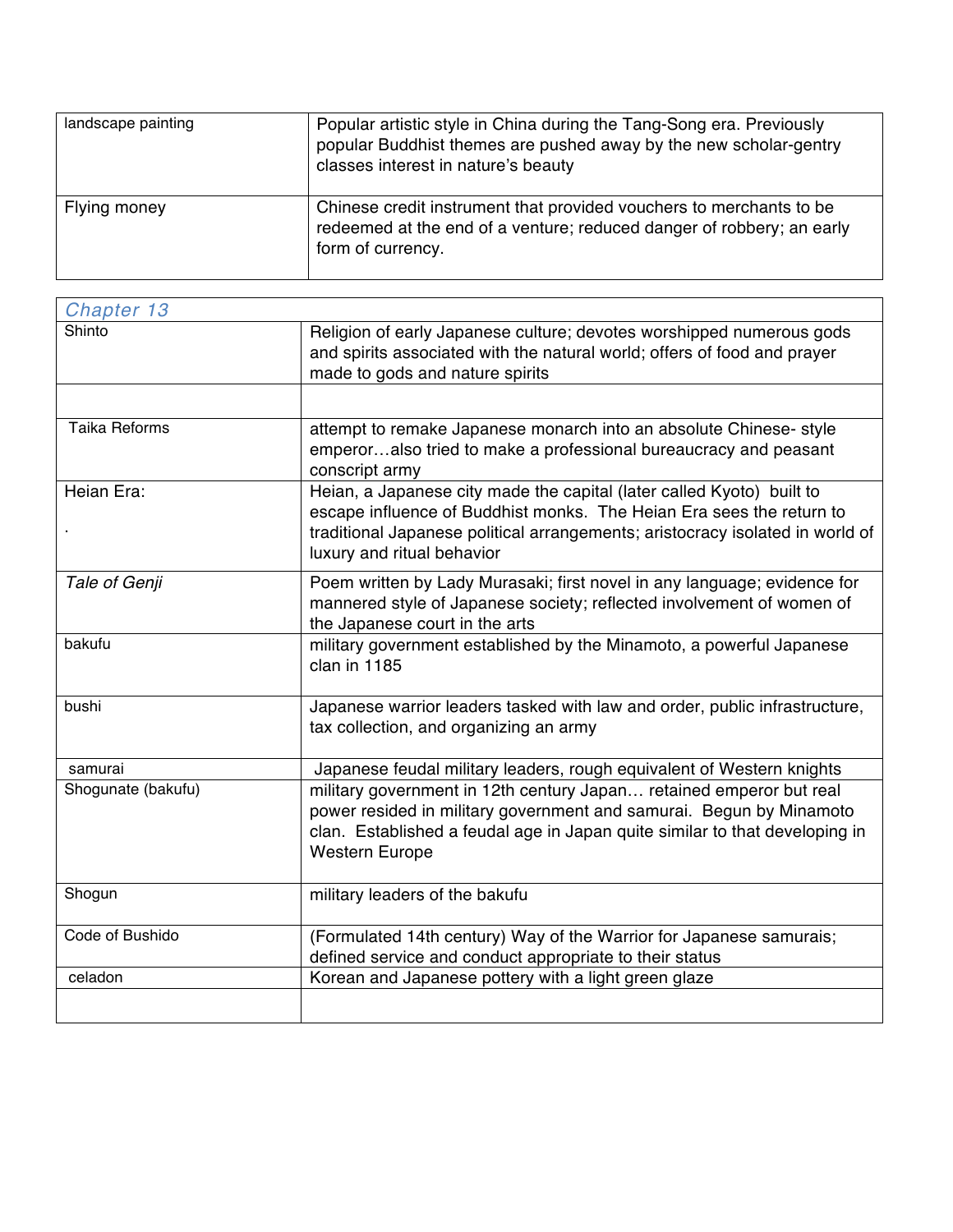| | |
|---|---|
| landscape painting | Popular artistic style in China during the Tang-Song era. Previously popular Buddhist themes are pushed away by the new scholar-gentry classes interest in nature's beauty |
| Flying money | Chinese credit instrument that provided vouchers to merchants to be redeemed at the end of a venture; reduced danger of robbery; an early form of currency. |

| *Chapter 13* | |
|---|---|
| Shinto | Religion of early Japanese culture; devotes worshipped numerous gods and spirits associated with the natural world; offers of food and prayer made to gods and nature spirits |
| | |
| Taika Reforms | attempt to remake Japanese monarch into an absolute Chinese- style emperor…also tried to make a professional bureaucracy and peasant conscript army |
| Heian Era: . | Heian, a Japanese city made the capital (later called Kyoto) built to escape influence of Buddhist monks. The Heian Era sees the return to traditional Japanese political arrangements; aristocracy isolated in world of luxury and ritual behavior |
| *Tale of Genji* | Poem written by Lady Murasaki; first novel in any language; evidence for mannered style of Japanese society; reflected involvement of women of the Japanese court in the arts |
| bakufu | military government established by the Minamoto, a powerful Japanese clan in 1185 |
| bushi | Japanese warrior leaders tasked with law and order, public infrastructure, tax collection, and organizing an army |
| samurai | Japanese feudal military leaders, rough equivalent of Western knights |
| Shogunate (bakufu) | military government in 12th century Japan… retained emperor but real power resided in military government and samurai. Begun by Minamoto clan. Established a feudal age in Japan quite similar to that developing in Western Europe |
| Shogun | military leaders of the bakufu |
| Code of Bushido | (Formulated 14th century) Way of the Warrior for Japanese samurais; defined service and conduct appropriate to their status |
| celadon | Korean and Japanese pottery with a light green glaze |
| | |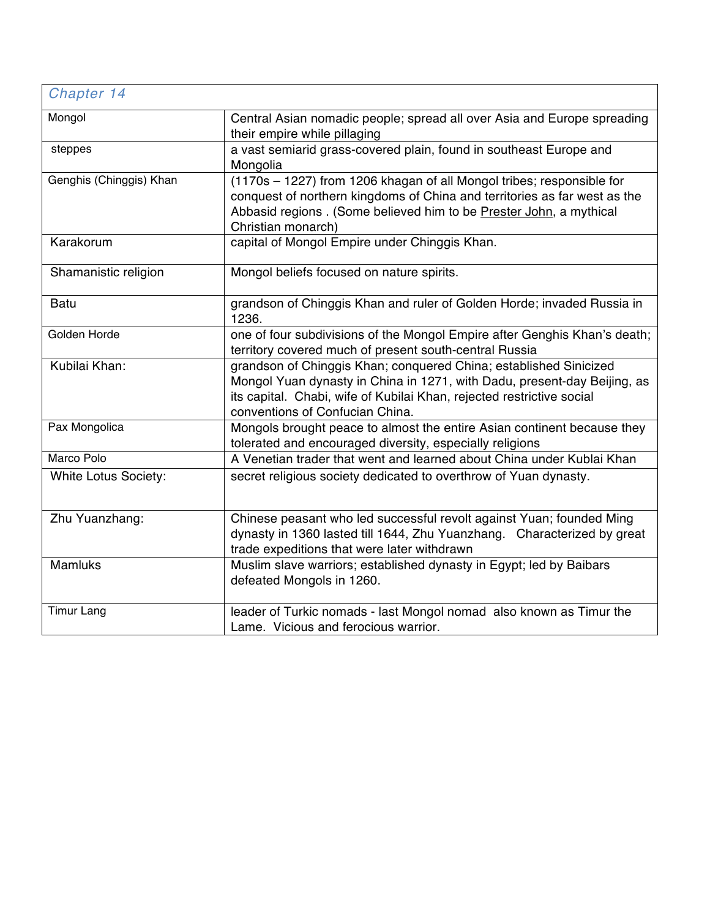| *Chapter 14* | |
|---|---|
| Mongol | Central Asian nomadic people; spread all over Asia and Europe spreading their empire while pillaging |
| steppes | a vast semiarid grass-covered plain, found in southeast Europe and Mongolia |
| Genghis (Chinggis) Khan | (1170s – 1227) from 1206 khagan of all Mongol tribes; responsible for conquest of northern kingdoms of China and territories as far west as the Abbasid regions . (Some believed him to be Prester John, a mythical Christian monarch) |
| Karakorum | capital of Mongol Empire under Chinggis Khan. |
| Shamanistic religion | Mongol beliefs focused on nature spirits. |
| Batu | grandson of Chinggis Khan and ruler of Golden Horde; invaded Russia in 1236. |
| Golden Horde | one of four subdivisions of the Mongol Empire after Genghis Khan's death; territory covered much of present south-central Russia |
| Kubilai Khan: | grandson of Chinggis Khan; conquered China; established Sinicized Mongol Yuan dynasty in China in 1271, with Dadu, present-day Beijing, as its capital. Chabi, wife of Kubilai Khan, rejected restrictive social conventions of Confucian China. |
| Pax Mongolica | Mongols brought peace to almost the entire Asian continent because they tolerated and encouraged diversity, especially religions |
| Marco Polo | A Venetian trader that went and learned about China under Kublai Khan |
| White Lotus Society: | secret religious society dedicated to overthrow of Yuan dynasty. |
| Zhu Yuanzhang: | Chinese peasant who led successful revolt against Yuan; founded Ming dynasty in 1360 lasted till 1644, Zhu Yuanzhang. Characterized by great trade expeditions that were later withdrawn |
| Mamluks | Muslim slave warriors; established dynasty in Egypt; led by Baibars defeated Mongols in 1260. |
| Timur Lang | leader of Turkic nomads - last Mongol nomad also known as Timur the Lame. Vicious and ferocious warrior. |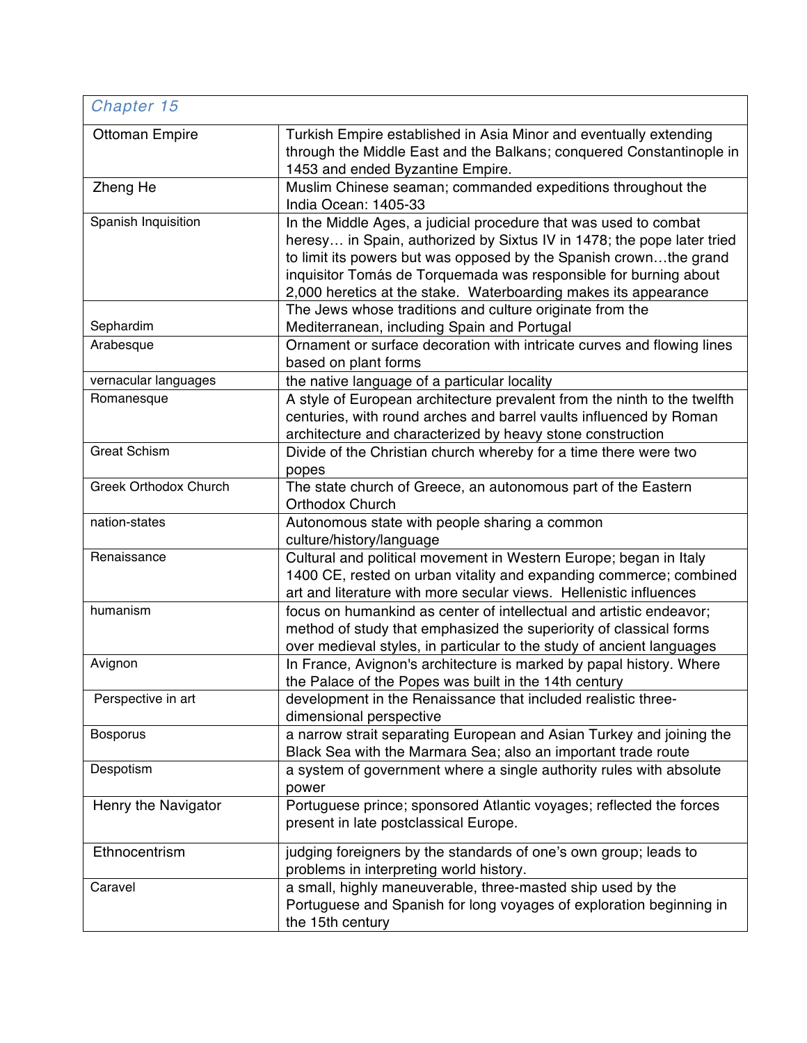| *Chapter 15* | |
|---|---|
| Ottoman Empire | Turkish Empire established in Asia Minor and eventually extending through the Middle East and the Balkans; conquered Constantinople in 1453 and ended Byzantine Empire. |
| Zheng He | Muslim Chinese seaman; commanded expeditions throughout the India Ocean: 1405-33 |
| Spanish Inquisition | In the Middle Ages, a judicial procedure that was used to combat heresy… in Spain, authorized by Sixtus IV in 1478; the pope later tried to limit its powers but was opposed by the Spanish crown…the grand inquisitor Tomás de Torquemada was responsible for burning about 2,000 heretics at the stake. Waterboarding makes its appearance |
| Sephardim | The Jews whose traditions and culture originate from the Mediterranean, including Spain and Portugal |
| Arabesque | Ornament or surface decoration with intricate curves and flowing lines based on plant forms |
| vernacular languages | the native language of a particular locality |
| Romanesque | A style of European architecture prevalent from the ninth to the twelfth centuries, with round arches and barrel vaults influenced by Roman architecture and characterized by heavy stone construction |
| Great Schism | Divide of the Christian church whereby for a time there were two popes |
| Greek Orthodox Church | The state church of Greece, an autonomous part of the Eastern Orthodox Church |
| nation-states | Autonomous state with people sharing a common culture/history/language |
| Renaissance | Cultural and political movement in Western Europe; began in Italy 1400 CE, rested on urban vitality and expanding commerce; combined art and literature with more secular views. Hellenistic influences |
| humanism | focus on humankind as center of intellectual and artistic endeavor; method of study that emphasized the superiority of classical forms over medieval styles, in particular to the study of ancient languages |
| Avignon | In France, Avignon's architecture is marked by papal history. Where the Palace of the Popes was built in the 14th century |
| Perspective in art | development in the Renaissance that included realistic three-dimensional perspective |
| Bosporus | a narrow strait separating European and Asian Turkey and joining the Black Sea with the Marmara Sea; also an important trade route |
| Despotism | a system of government where a single authority rules with absolute power |
| Henry the Navigator | Portuguese prince; sponsored Atlantic voyages; reflected the forces present in late postclassical Europe. |
| Ethnocentrism | judging foreigners by the standards of one's own group; leads to problems in interpreting world history. |
| Caravel | a small, highly maneuverable, three-masted ship used by the Portuguese and Spanish for long voyages of exploration beginning in the 15th century |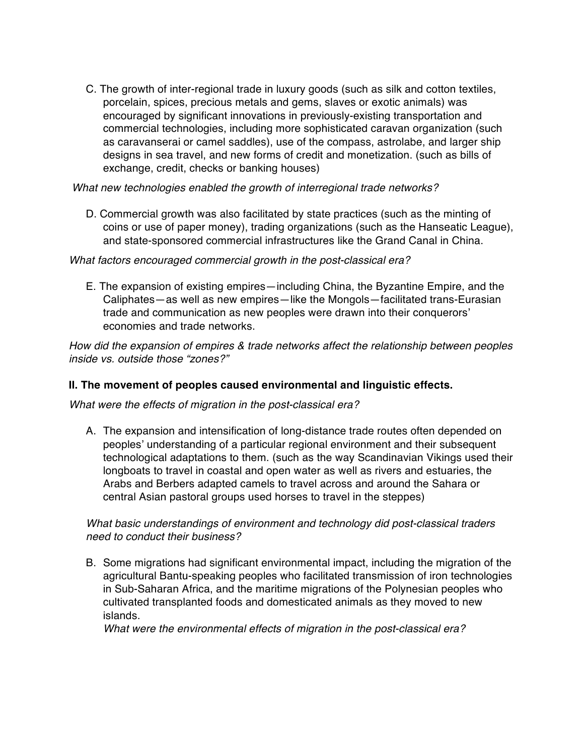C. The growth of inter-regional trade in luxury goods (such as silk and cotton textiles, porcelain, spices, precious metals and gems, slaves or exotic animals) was encouraged by significant innovations in previously-existing transportation and commercial technologies, including more sophisticated caravan organization (such as caravanserai or camel saddles), use of the compass, astrolabe, and larger ship designs in sea travel, and new forms of credit and monetization. (such as bills of exchange, credit, checks or banking houses)

*What new technologies enabled the growth of interregional trade networks?*

D. Commercial growth was also facilitated by state practices (such as the minting of coins or use of paper money), trading organizations (such as the Hanseatic League), and state-sponsored commercial infrastructures like the Grand Canal in China.

*What factors encouraged commercial growth in the post-classical era?*

E. The expansion of existing empires—including China, the Byzantine Empire, and the Caliphates—as well as new empires—like the Mongols—facilitated trans-Eurasian trade and communication as new peoples were drawn into their conquerors' economies and trade networks.

*How did the expansion of empires & trade networks affect the relationship between peoples inside vs. outside those "zones?"*

**II. The movement of peoples caused environmental and linguistic effects.**

*What were the effects of migration in the post-classical era?*

A. The expansion and intensification of long-distance trade routes often depended on peoples' understanding of a particular regional environment and their subsequent technological adaptations to them. (such as the way Scandinavian Vikings used their longboats to travel in coastal and open water as well as rivers and estuaries, the Arabs and Berbers adapted camels to travel across and around the Sahara or central Asian pastoral groups used horses to travel in the steppes)

*What basic understandings of environment and technology did post-classical traders need to conduct their business?*

B. Some migrations had significant environmental impact, including the migration of the agricultural Bantu-speaking peoples who facilitated transmission of iron technologies in Sub-Saharan Africa, and the maritime migrations of the Polynesian peoples who cultivated transplanted foods and domesticated animals as they moved to new islands.

*What were the environmental effects of migration in the post-classical era?*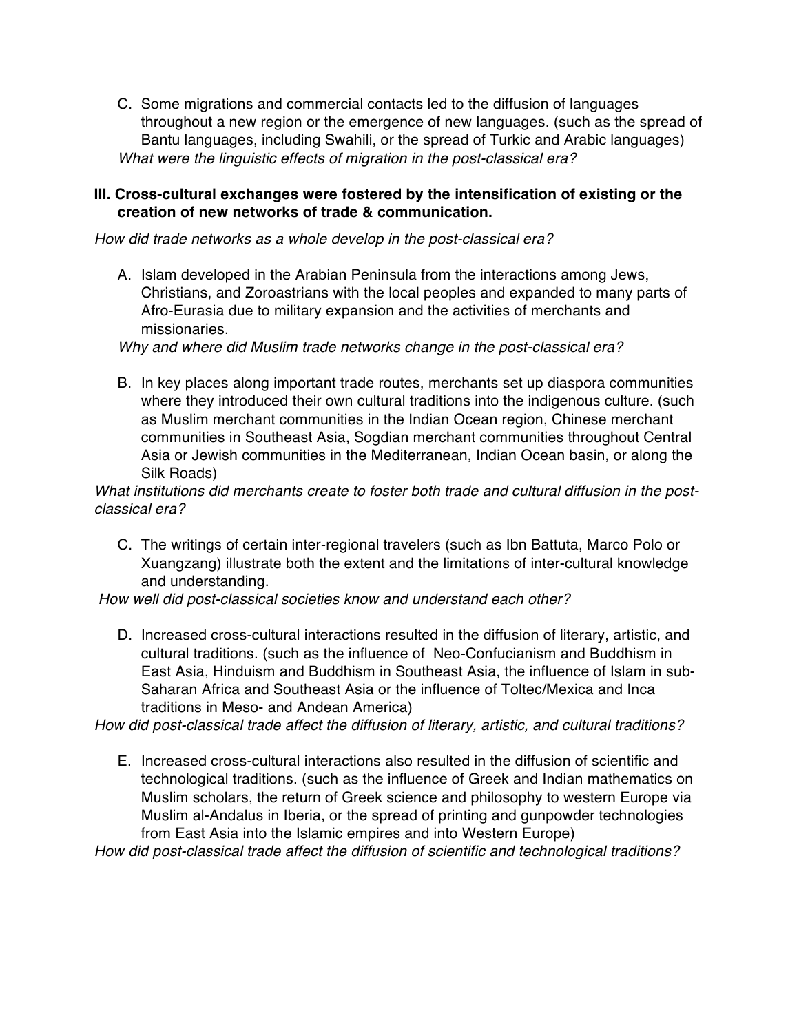C. Some migrations and commercial contacts led to the diffusion of languages throughout a new region or the emergence of new languages. (such as the spread of Bantu languages, including Swahili, or the spread of Turkic and Arabic languages)

*What were the linguistic effects of migration in the post-classical era?*

**III. Cross-cultural exchanges were fostered by the intensification of existing or the creation of new networks of trade & communication.**

*How did trade networks as a whole develop in the post-classical era?*

A. Islam developed in the Arabian Peninsula from the interactions among Jews, Christians, and Zoroastrians with the local peoples and expanded to many parts of Afro-Eurasia due to military expansion and the activities of merchants and missionaries.

*Why and where did Muslim trade networks change in the post-classical era?*

B. In key places along important trade routes, merchants set up diaspora communities where they introduced their own cultural traditions into the indigenous culture. (such as Muslim merchant communities in the Indian Ocean region, Chinese merchant communities in Southeast Asia, Sogdian merchant communities throughout Central Asia or Jewish communities in the Mediterranean, Indian Ocean basin, or along the Silk Roads)

*What institutions did merchants create to foster both trade and cultural diffusion in the post-classical era?*

C. The writings of certain inter-regional travelers (such as Ibn Battuta, Marco Polo or Xuangzang) illustrate both the extent and the limitations of inter-cultural knowledge and understanding.

*How well did post-classical societies know and understand each other?*

D. Increased cross-cultural interactions resulted in the diffusion of literary, artistic, and cultural traditions. (such as the influence of Neo-Confucianism and Buddhism in East Asia, Hinduism and Buddhism in Southeast Asia, the influence of Islam in sub-Saharan Africa and Southeast Asia or the influence of Toltec/Mexica and Inca traditions in Meso- and Andean America)

*How did post-classical trade affect the diffusion of literary, artistic, and cultural traditions?*

E. Increased cross-cultural interactions also resulted in the diffusion of scientific and technological traditions. (such as the influence of Greek and Indian mathematics on Muslim scholars, the return of Greek science and philosophy to western Europe via Muslim al-Andalus in Iberia, or the spread of printing and gunpowder technologies from East Asia into the Islamic empires and into Western Europe)

*How did post-classical trade affect the diffusion of scientific and technological traditions?*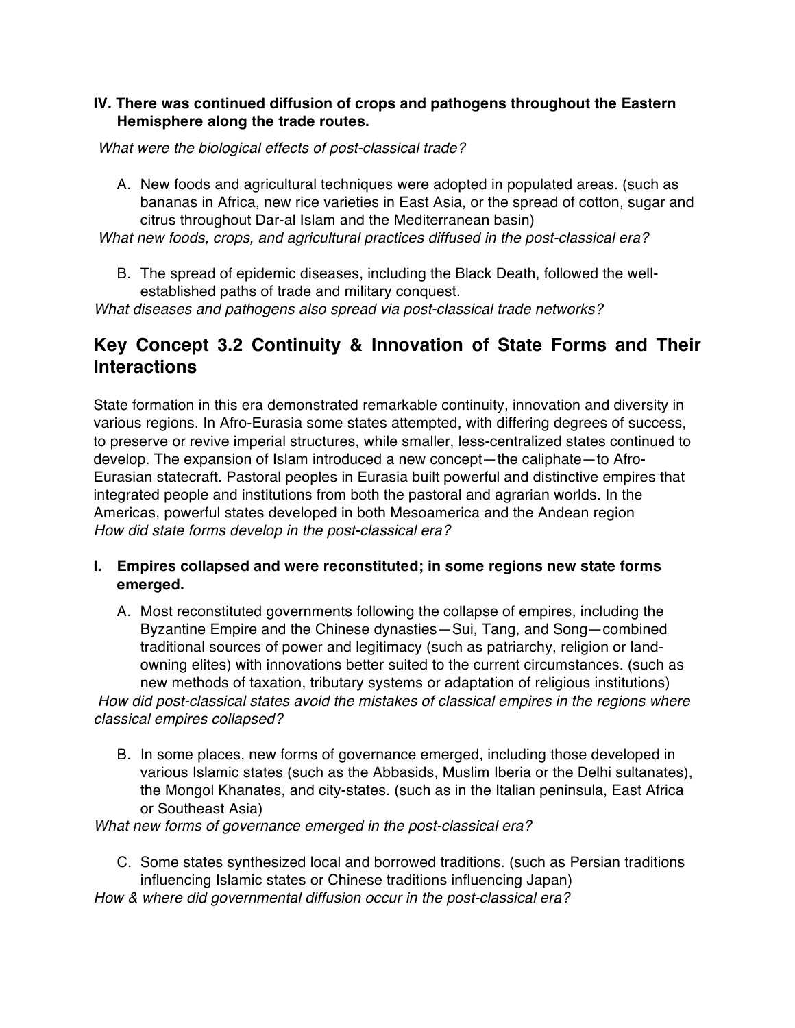**IV. There was continued diffusion of crops and pathogens throughout the Eastern Hemisphere along the trade routes.**

*What were the biological effects of post-classical trade?*

A. New foods and agricultural techniques were adopted in populated areas. (such as bananas in Africa, new rice varieties in East Asia, or the spread of cotton, sugar and citrus throughout Dar-al Islam and the Mediterranean basin)

*What new foods, crops, and agricultural practices diffused in the post-classical era?*

B. The spread of epidemic diseases, including the Black Death, followed the well-established paths of trade and military conquest.

*What diseases and pathogens also spread via post-classical trade networks?*

## Key Concept 3.2 Continuity & Innovation of State Forms and Their Interactions

State formation in this era demonstrated remarkable continuity, innovation and diversity in various regions. In Afro-Eurasia some states attempted, with differing degrees of success, to preserve or revive imperial structures, while smaller, less-centralized states continued to develop. The expansion of Islam introduced a new concept—the caliphate—to Afro-Eurasian statecraft. Pastoral peoples in Eurasia built powerful and distinctive empires that integrated people and institutions from both the pastoral and agrarian worlds. In the Americas, powerful states developed in both Mesoamerica and the Andean region
*How did state forms develop in the post-classical era?*

**I. Empires collapsed and were reconstituted; in some regions new state forms emerged.**

A. Most reconstituted governments following the collapse of empires, including the Byzantine Empire and the Chinese dynasties—Sui, Tang, and Song—combined traditional sources of power and legitimacy (such as patriarchy, religion or land-owning elites) with innovations better suited to the current circumstances. (such as new methods of taxation, tributary systems or adaptation of religious institutions)

*How did post-classical states avoid the mistakes of classical empires in the regions where classical empires collapsed?*

B. In some places, new forms of governance emerged, including those developed in various Islamic states (such as the Abbasids, Muslim Iberia or the Delhi sultanates), the Mongol Khanates, and city-states. (such as in the Italian peninsula, East Africa or Southeast Asia)

*What new forms of governance emerged in the post-classical era?*

C. Some states synthesized local and borrowed traditions. (such as Persian traditions influencing Islamic states or Chinese traditions influencing Japan)

*How & where did governmental diffusion occur in the post-classical era?*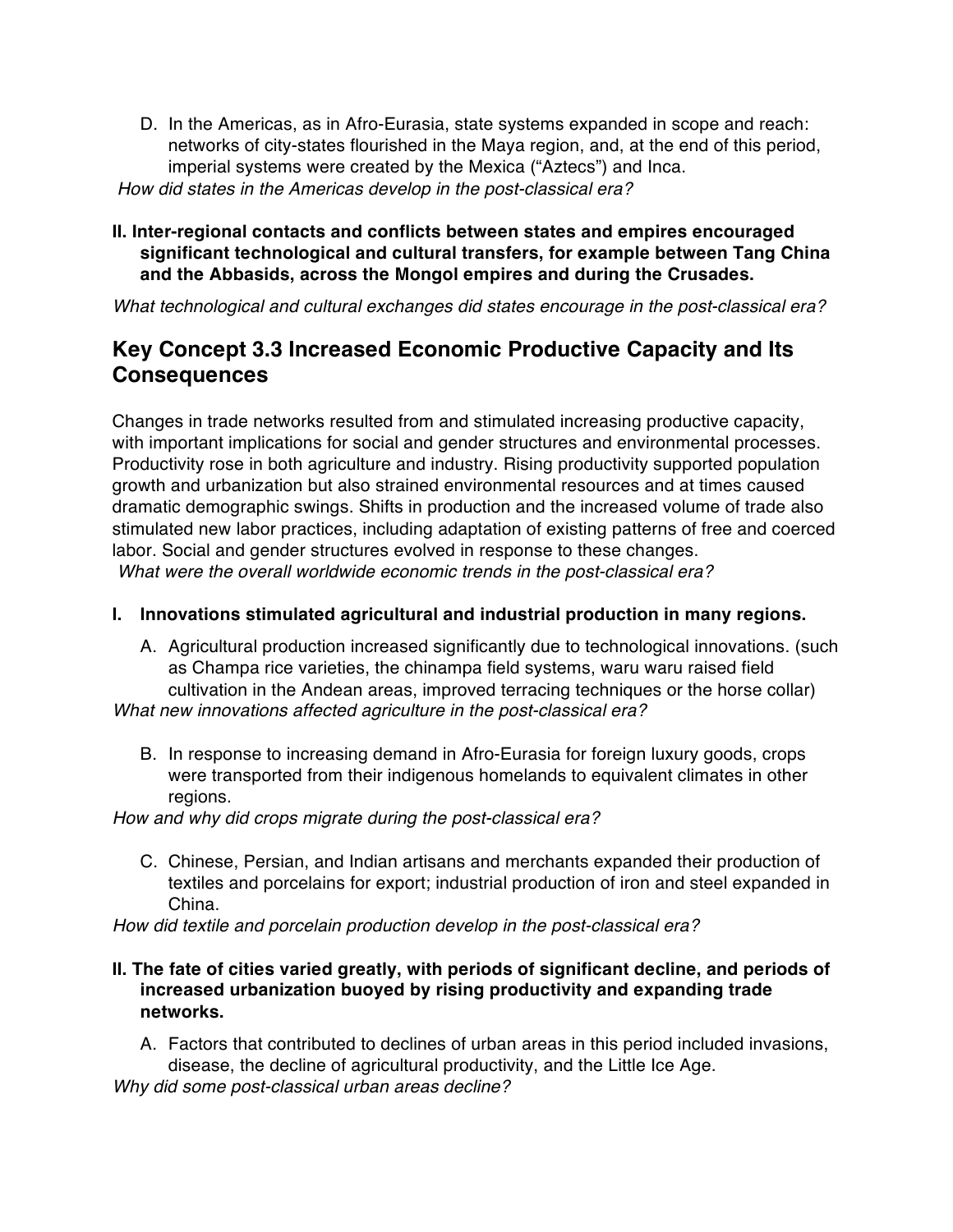D. In the Americas, as in Afro-Eurasia, state systems expanded in scope and reach: networks of city-states flourished in the Maya region, and, at the end of this period, imperial systems were created by the Mexica ("Aztecs") and Inca.

*How did states in the Americas develop in the post-classical era?*

**II. Inter-regional contacts and conflicts between states and empires encouraged significant technological and cultural transfers, for example between Tang China and the Abbasids, across the Mongol empires and during the Crusades.**

*What technological and cultural exchanges did states encourage in the post-classical era?*

## Key Concept 3.3 Increased Economic Productive Capacity and Its Consequences

Changes in trade networks resulted from and stimulated increasing productive capacity, with important implications for social and gender structures and environmental processes. Productivity rose in both agriculture and industry. Rising productivity supported population growth and urbanization but also strained environmental resources and at times caused dramatic demographic swings. Shifts in production and the increased volume of trade also stimulated new labor practices, including adaptation of existing patterns of free and coerced labor. Social and gender structures evolved in response to these changes.

*What were the overall worldwide economic trends in the post-classical era?*

**I. Innovations stimulated agricultural and industrial production in many regions.**

A. Agricultural production increased significantly due to technological innovations. (such as Champa rice varieties, the chinampa field systems, waru waru raised field cultivation in the Andean areas, improved terracing techniques or the horse collar)

*What new innovations affected agriculture in the post-classical era?*

B. In response to increasing demand in Afro-Eurasia for foreign luxury goods, crops were transported from their indigenous homelands to equivalent climates in other regions.

*How and why did crops migrate during the post-classical era?*

C. Chinese, Persian, and Indian artisans and merchants expanded their production of textiles and porcelains for export; industrial production of iron and steel expanded in China.

*How did textile and porcelain production develop in the post-classical era?*

**II. The fate of cities varied greatly, with periods of significant decline, and periods of increased urbanization buoyed by rising productivity and expanding trade networks.**

A. Factors that contributed to declines of urban areas in this period included invasions, disease, the decline of agricultural productivity, and the Little Ice Age.

*Why did some post-classical urban areas decline?*